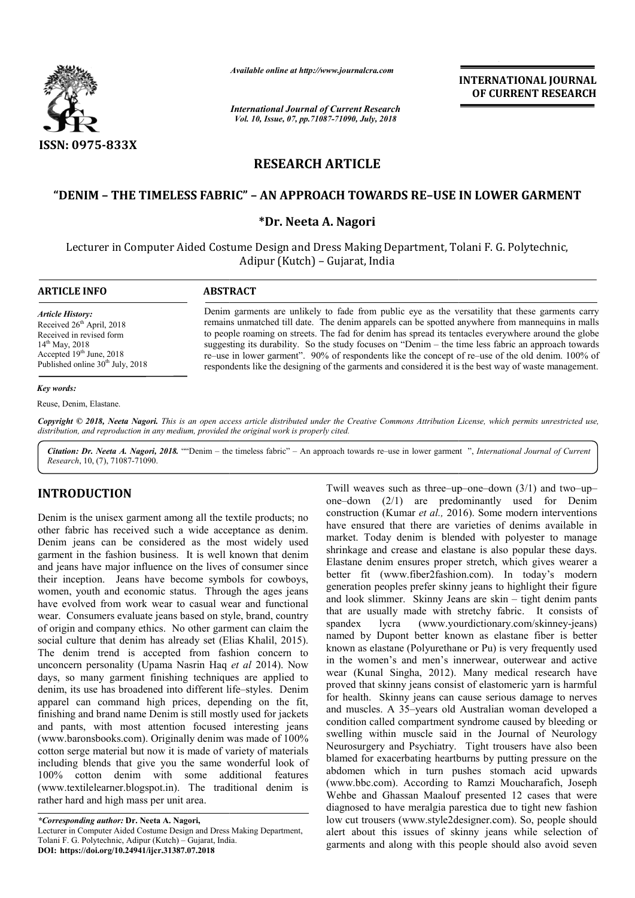ISSN: 0975-833X

*Available online at http://www.journalcra.com*

*International Journal of Current Research*
*Vol. 10, Issue, 07, pp.71087-71090, July, 2018*

**INTERNATIONAL JOURNAL OF CURRENT RESEARCH**

# RESEARCH ARTICLE

## "DENIM – THE TIMELESS FABRIC" – AN APPROACH TOWARDS RE–USE IN LOWER GARMENT

**\*Dr. Neeta A. Nagori**

Lecturer in Computer Aided Costume Design and Dress Making Department, Tolani F. G. Polytechnic, Adipur (Kutch) – Gujarat, India

**ARTICLE INFO**

*Article History:*
Received 26th April, 2018
Received in revised form
14th May, 2018
Accepted 19th June, 2018
Published online 30th July, 2018

*Key words:*

Reuse, Denim, Elastane.

**ABSTRACT**

Denim garments are unlikely to fade from public eye as the versatility that these garments carry remains unmatched till date. The denim apparels can be spotted anywhere from mannequins in malls to people roaming on streets. The fad for denim has spread its tentacles everywhere around the globe suggesting its durability. So the study focuses on "Denim – the time less fabric an approach towards re–use in lower garment". 90% of respondents like the concept of re–use of the old denim. 100% of respondents like the designing of the garments and considered it is the best way of waste management.

*Copyright © 2018, Neeta Nagori. This is an open access article distributed under the Creative Commons Attribution License, which permits unrestricted use, distribution, and reproduction in any medium, provided the original work is properly cited.*

***Citation:** Dr. Neeta A. Nagori, 2018.* ""Denim – the timeless fabric" – An approach towards re–use in lower garment ", *International Journal of Current Research*, 10, (7), 71087-71090.

# INTRODUCTION

Denim is the unisex garment among all the textile products; no other fabric has received such a wide acceptance as denim. Denim jeans can be considered as the most widely used garment in the fashion business. It is well known that denim and jeans have major influence on the lives of consumer since their inception. Jeans have become symbols for cowboys, women, youth and economic status. Through the ages jeans have evolved from work wear to casual wear and functional wear. Consumers evaluate jeans based on style, brand, country of origin and company ethics. No other garment can claim the social culture that denim has already set (Elias Khalil, 2015). The denim trend is accepted from fashion concern to unconcern personality (Upama Nasrin Haq *et al* 2014). Now days, so many garment finishing techniques are applied to denim, its use has broadened into different life–styles. Denim apparel can command high prices, depending on the fit, finishing and brand name Denim is still mostly used for jackets and pants, with most attention focused interesting jeans (www.baronsbooks.com). Originally denim was made of 100% cotton serge material but now it is made of variety of materials including blends that give you the same wonderful look of 100% cotton denim with some additional features (www.textilelearner.blogspot.in). The traditional denim is rather hard and high mass per unit area.

Twill weaves such as three–up–one–down (3/1) and two–up–one–down (2/1) are predominantly used for Denim construction (Kumar *et al.,* 2016). Some modern interventions have ensured that there are varieties of denims available in market. Today denim is blended with polyester to manage shrinkage and crease and elastane is also popular these days. Elastane denim ensures proper stretch, which gives wearer a better fit (www.fiber2fashion.com). In today's modern generation peoples prefer skinny jeans to highlight their figure and look slimmer. Skinny Jeans are skin – tight denim pants that are usually made with stretchy fabric. It consists of spandex lycra (www.yourdictionary.com/skinney-jeans) named by Dupont better known as elastane fiber is better known as elastane (Polyurethane or Pu) is very frequently used in the women's and men's innerwear, outerwear and active wear (Kunal Singha, 2012). Many medical research have proved that skinny jeans consist of elastomeric yarn is harmful for health. Skinny jeans can cause serious damage to nerves and muscles. A 35–years old Australian woman developed a condition called compartment syndrome caused by bleeding or swelling within muscle said in the Journal of Neurology Neurosurgery and Psychiatry. Tight trousers have also been blamed for exacerbating heartburns by putting pressure on the abdomen which in turn pushes stomach acid upwards (www.bbc.com). According to Ramzi Moucharafich, Joseph Wehbe and Ghassan Maalouf presented 12 cases that were diagnosed to have meralgia parestica due to tight new fashion low cut trousers (www.style2designer.com). So, people should alert about this issues of skinny jeans while selection of garments and along with this people should also avoid seven

*\*Corresponding author:* **Dr. Neeta A. Nagori,**
Lecturer in Computer Aided Costume Design and Dress Making Department, Tolani F. G. Polytechnic, Adipur (Kutch) – Gujarat, India.
**DOI: https://doi.org/10.24941/ijcr.31387.07.2018**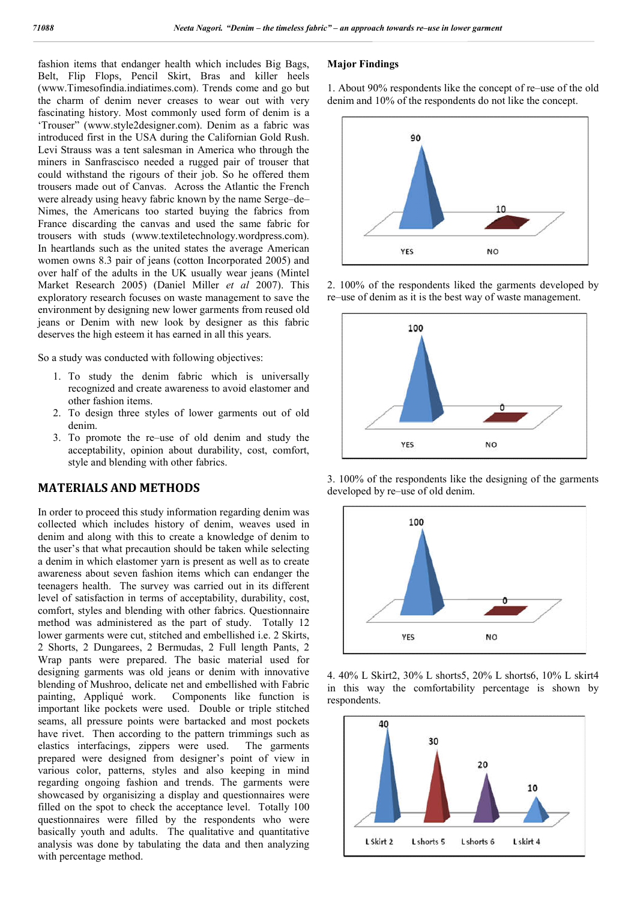fashion items that endanger health which includes Big Bags, Belt, Flip Flops, Pencil Skirt, Bras and killer heels (www.Timesofindia.indiatimes.com). Trends come and go but the charm of denim never creases to wear out with very fascinating history. Most commonly used form of denim is a 'Trouser" (www.style2designer.com). Denim as a fabric was introduced first in the USA during the Californian Gold Rush. Levi Strauss was a tent salesman in America who through the miners in Sanfrascisco needed a rugged pair of trouser that could withstand the rigours of their job. So he offered them trousers made out of Canvas. Across the Atlantic the French were already using heavy fabric known by the name Serge–de–Nimes, the Americans too started buying the fabrics from France discarding the canvas and used the same fabric for trousers with studs (www.textiletechnology.wordpress.com). In heartlands such as the united states the average American women owns 8.3 pair of jeans (cotton Incorporated 2005) and over half of the adults in the UK usually wear jeans (Mintel Market Research 2005) (Daniel Miller *et al* 2007). This exploratory research focuses on waste management to save the environment by designing new lower garments from reused old jeans or Denim with new look by designer as this fabric deserves the high esteem it has earned in all this years.

So a study was conducted with following objectives:

1. To study the denim fabric which is universally recognized and create awareness to avoid elastomer and other fashion items.
2. To design three styles of lower garments out of old denim.
3. To promote the re–use of old denim and study the acceptability, opinion about durability, cost, comfort, style and blending with other fabrics.

## MATERIALS AND METHODS

In order to proceed this study information regarding denim was collected which includes history of denim, weaves used in denim and along with this to create a knowledge of denim to the user's that what precaution should be taken while selecting a denim in which elastomer yarn is present as well as to create awareness about seven fashion items which can endanger the teenagers health. The survey was carried out in its different level of satisfaction in terms of acceptability, durability, cost, comfort, styles and blending with other fabrics. Questionnaire method was administered as the part of study. Totally 12 lower garments were cut, stitched and embellished i.e. 2 Skirts, 2 Shorts, 2 Dungarees, 2 Bermudas, 2 Full length Pants, 2 Wrap pants were prepared. The basic material used for designing garments was old jeans or denim with innovative blending of Mushroo, delicate net and embellished with Fabric painting, Appliqué work. Components like function is important like pockets were used. Double or triple stitched seams, all pressure points were bartacked and most pockets have rivet. Then according to the pattern trimmings such as elastics interfacings, zippers were used. The garments prepared were designed from designer's point of view in various color, patterns, styles and also keeping in mind regarding ongoing fashion and trends. The garments were showcased by organisizing a display and questionnaires were filled on the spot to check the acceptance level. Totally 100 questionnaires were filled by the respondents who were basically youth and adults. The qualitative and quantitative analysis was done by tabulating the data and then analyzing with percentage method.

### Major Findings

1. About 90% respondents like the concept of re–use of the old denim and 10% of the respondents do not like the concept.

| YES | NO |
|---|---|
| 90 | 10 |

2. 100% of the respondents liked the garments developed by re–use of denim as it is the best way of waste management.

| YES | NO |
|---|---|
| 100 | 0 |

3. 100% of the respondents like the designing of the garments developed by re–use of old denim.

| YES | NO |
|---|---|
| 100 | 0 |

4. 40% L Skirt2, 30% L shorts5, 20% L shorts6, 10% L skirt4 in this way the comfortability percentage is shown by respondents.

| L Skirt 2 | L shorts 5 | L shorts 6 | L skirt 4 |
|---|---|---|---|
| 40 | 30 | 20 | 10 |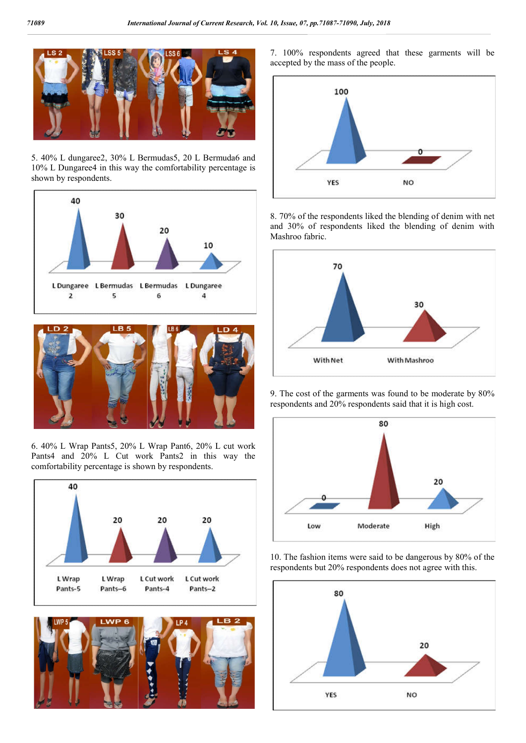5. 40% L dungaree2, 30% L Bermudas5, 20 L Bermuda6 and 10% L Dungaree4 in this way the comfortability percentage is shown by respondents.

6. 40% L Wrap Pants5, 20% L Wrap Pant6, 20% L cut work Pants4 and 20% L Cut work Pants2 in this way the comfortability percentage is shown by respondents.

7. 100% respondents agreed that these garments will be accepted by the mass of the people.

8. 70% of the respondents liked the blending of denim with net and 30% of respondents liked the blending of denim with Mashroo fabric.

9. The cost of the garments was found to be moderate by 80% respondents and 20% respondents said that it is high cost.

10. The fashion items were said to be dangerous by 80% of the respondents but 20% respondents does not agree with this.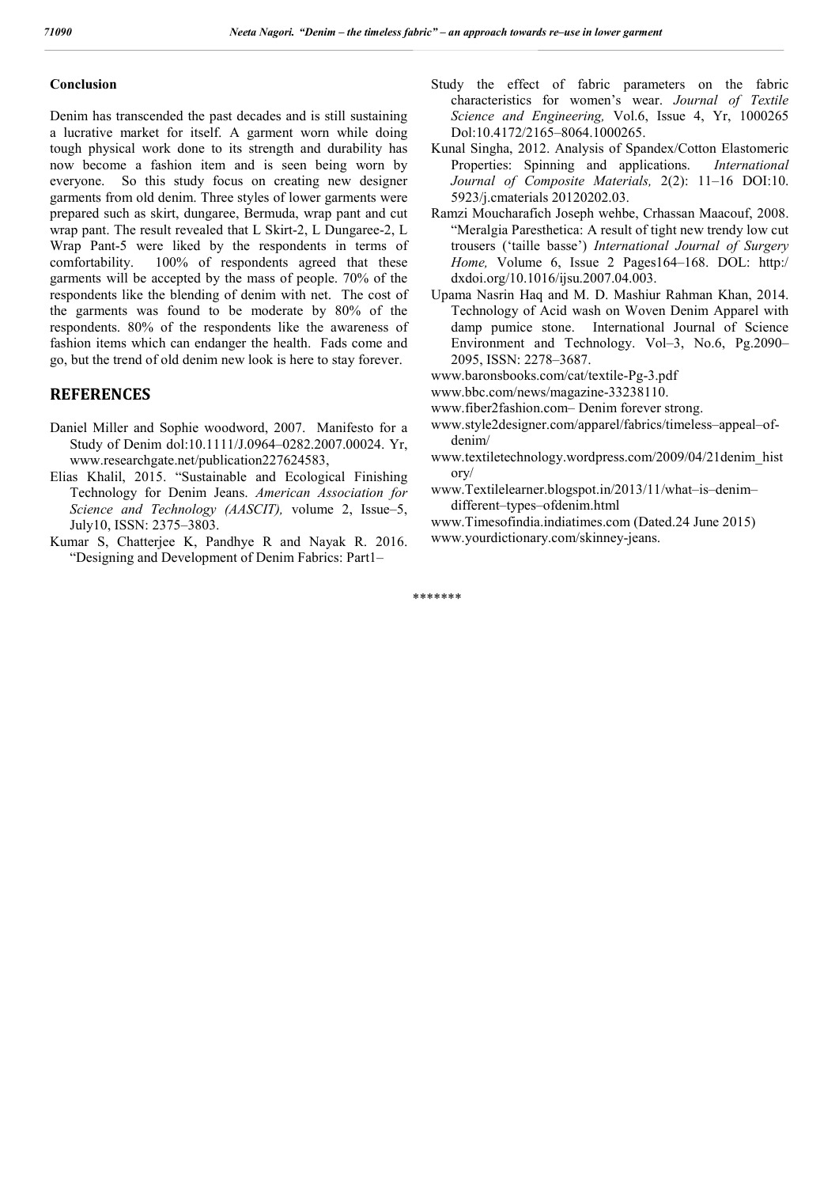## Conclusion

Denim has transcended the past decades and is still sustaining a lucrative market for itself. A garment worn while doing tough physical work done to its strength and durability has now become a fashion item and is seen being worn by everyone. So this study focus on creating new designer garments from old denim. Three styles of lower garments were prepared such as skirt, dungaree, Bermuda, wrap pant and cut wrap pant. The result revealed that L Skirt-2, L Dungaree-2, L Wrap Pant-5 were liked by the respondents in terms of comfortability. 100% of respondents agreed that these garments will be accepted by the mass of people. 70% of the respondents like the blending of denim with net. The cost of the garments was found to be moderate by 80% of the respondents. 80% of the respondents like the awareness of fashion items which can endanger the health. Fads come and go, but the trend of old denim new look is here to stay forever.

## REFERENCES

Daniel Miller and Sophie woodword, 2007. Manifesto for a Study of Denim dol:10.1111/J.0964–0282.2007.00024. Yr, www.researchgate.net/publication227624583,

Elias Khalil, 2015. "Sustainable and Ecological Finishing Technology for Denim Jeans. *American Association for Science and Technology (AASCIT),* volume 2, Issue–5, July10, ISSN: 2375–3803.

Kumar S, Chatterjee K, Pandhye R and Nayak R. 2016. "Designing and Development of Denim Fabrics: Part1– Study the effect of fabric parameters on the fabric characteristics for women's wear. *Journal of Textile Science and Engineering,* Vol.6, Issue 4, Yr, 1000265 Dol:10.4172/2165–8064.1000265.

Kunal Singha, 2012. Analysis of Spandex/Cotton Elastomeric Properties: Spinning and applications. *International Journal of Composite Materials,* 2(2): 11–16 DOI:10. 5923/j.cmaterials 20120202.03.

Ramzi Moucharafich Joseph wehbe, Crhassan Maacouf, 2008. "Meralgia Paresthetica: A result of tight new trendy low cut trousers ('taille basse') *International Journal of Surgery Home,* Volume 6, Issue 2 Pages164–168. DOL: http:/ dxdoi.org/10.1016/ijsu.2007.04.003.

Upama Nasrin Haq and M. D. Mashiur Rahman Khan, 2014. Technology of Acid wash on Woven Denim Apparel with damp pumice stone. International Journal of Science Environment and Technology. Vol–3, No.6, Pg.2090–2095, ISSN: 2278–3687.

www.baronsbooks.com/cat/textile-Pg-3.pdf

www.bbc.com/news/magazine-33238110.

www.fiber2fashion.com– Denim forever strong.

www.style2designer.com/apparel/fabrics/timeless–appeal–of-denim/

www.textiletechnology.wordpress.com/2009/04/21denim_history/

www.Textilelearner.blogspot.in/2013/11/what–is–denim–different–types–ofdenim.html

www.Timesofindia.indiatimes.com (Dated.24 June 2015)

www.yourdictionary.com/skinney-jeans.

\*\*\*\*\*\*\*